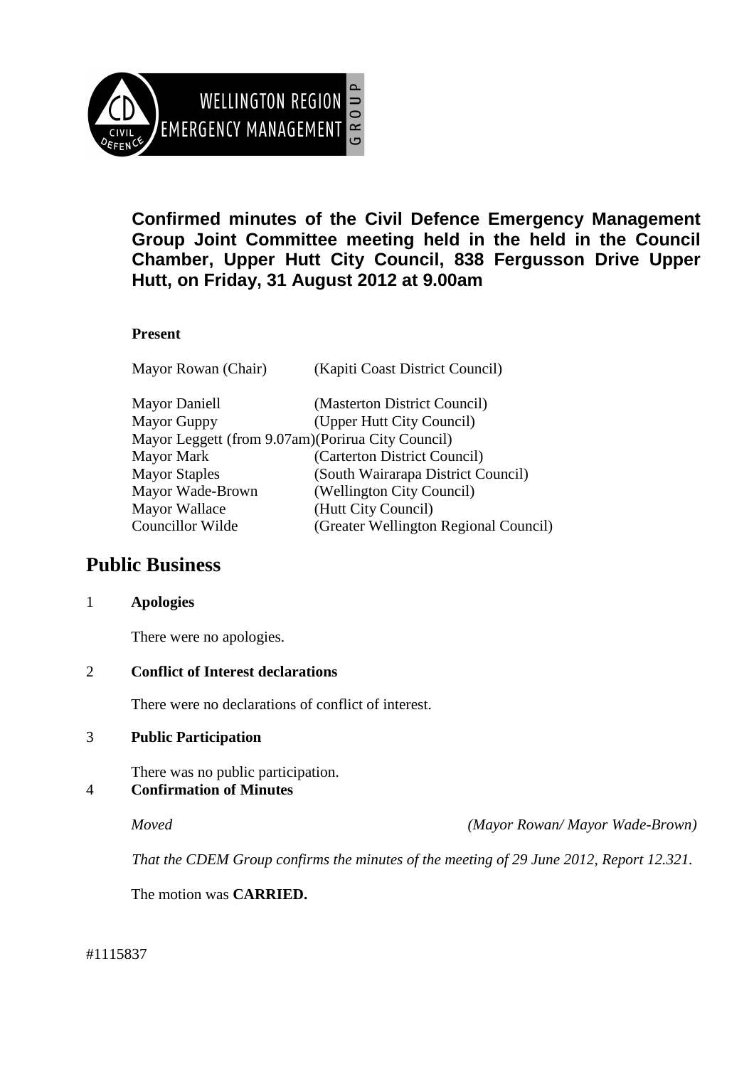WELLINGTON REGION EMERGENCY MANAGEMENT GROUP

**Confirmed minutes of the Civil Defence Emergency Management Group Joint Committee meeting held in the held in the Council Chamber, Upper Hutt City Council, 838 Fergusson Drive Upper Hutt, on Friday, 31 August 2012 at 9.00am**

**Present**

| | |
|---|---|
| Mayor Rowan (Chair) | (Kapiti Coast District Council) |
| Mayor Daniell | (Masterton District Council) |
| Mayor Guppy | (Upper Hutt City Council) |
| Mayor Leggett (from 9.07am) | (Porirua City Council) |
| Mayor Mark | (Carterton District Council) |
| Mayor Staples | (South Wairarapa District Council) |
| Mayor Wade-Brown | (Wellington City Council) |
| Mayor Wallace | (Hutt City Council) |
| Councillor Wilde | (Greater Wellington Regional Council) |

# Public Business

## 1 Apologies

There were no apologies.

## 2 Conflict of Interest declarations

There were no declarations of conflict of interest.

## 3 Public Participation

There was no public participation.

## 4 Confirmation of Minutes

*Moved* *(Mayor Rowan/ Mayor Wade-Brown)*

*That the CDEM Group confirms the minutes of the meeting of 29 June 2012, Report 12.321.*

The motion was **CARRIED.**

#1115837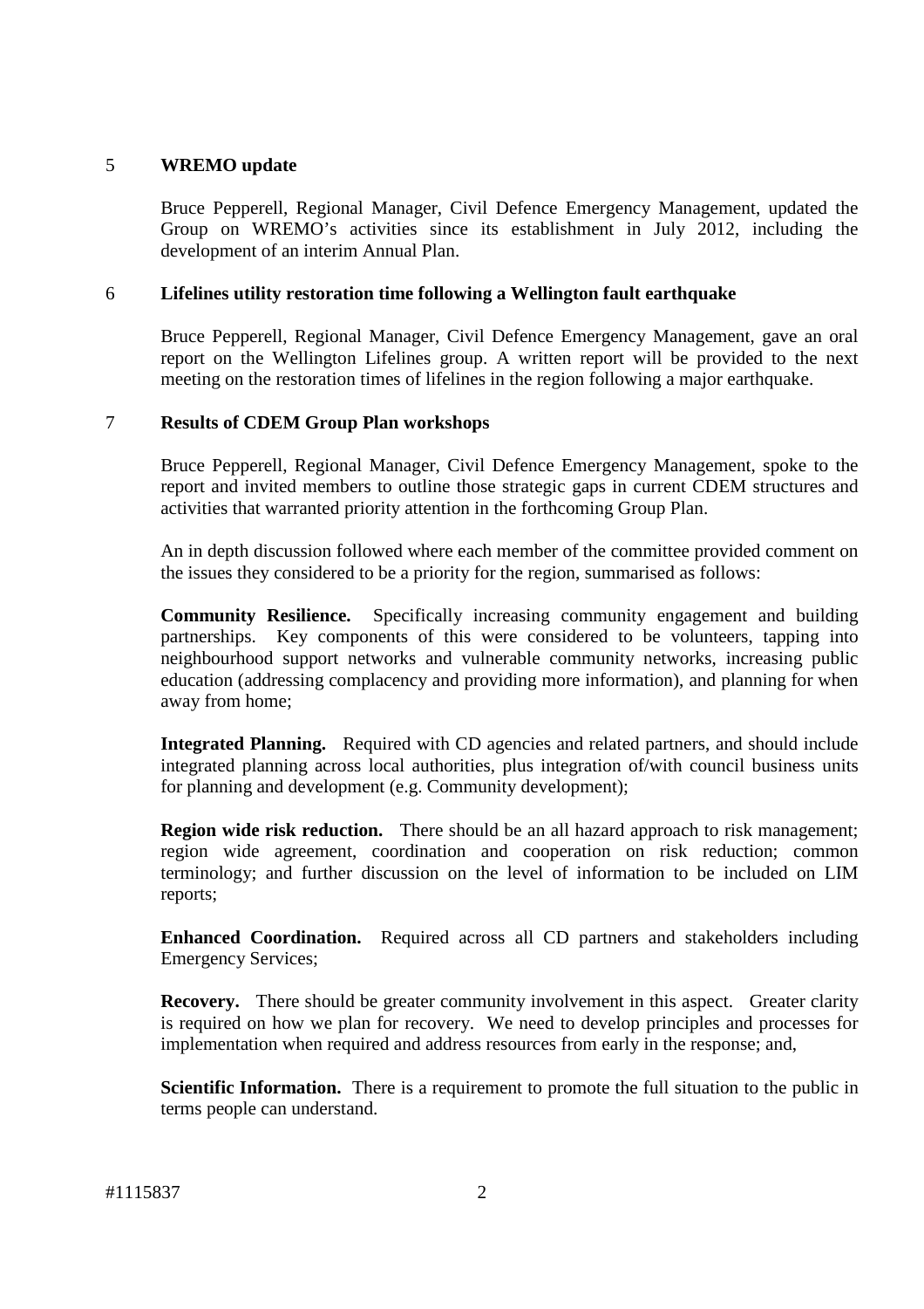## 5 WREMO update

Bruce Pepperell, Regional Manager, Civil Defence Emergency Management, updated the Group on WREMO's activities since its establishment in July 2012, including the development of an interim Annual Plan.

## 6 Lifelines utility restoration time following a Wellington fault earthquake

Bruce Pepperell, Regional Manager, Civil Defence Emergency Management, gave an oral report on the Wellington Lifelines group. A written report will be provided to the next meeting on the restoration times of lifelines in the region following a major earthquake.

## 7 Results of CDEM Group Plan workshops

Bruce Pepperell, Regional Manager, Civil Defence Emergency Management, spoke to the report and invited members to outline those strategic gaps in current CDEM structures and activities that warranted priority attention in the forthcoming Group Plan.

An in depth discussion followed where each member of the committee provided comment on the issues they considered to be a priority for the region, summarised as follows:

**Community Resilience.** Specifically increasing community engagement and building partnerships. Key components of this were considered to be volunteers, tapping into neighbourhood support networks and vulnerable community networks, increasing public education (addressing complacency and providing more information), and planning for when away from home;

**Integrated Planning.** Required with CD agencies and related partners, and should include integrated planning across local authorities, plus integration of/with council business units for planning and development (e.g. Community development);

**Region wide risk reduction.** There should be an all hazard approach to risk management; region wide agreement, coordination and cooperation on risk reduction; common terminology; and further discussion on the level of information to be included on LIM reports;

**Enhanced Coordination.** Required across all CD partners and stakeholders including Emergency Services;

**Recovery.** There should be greater community involvement in this aspect. Greater clarity is required on how we plan for recovery. We need to develop principles and processes for implementation when required and address resources from early in the response; and,

**Scientific Information.** There is a requirement to promote the full situation to the public in terms people can understand.

#1115837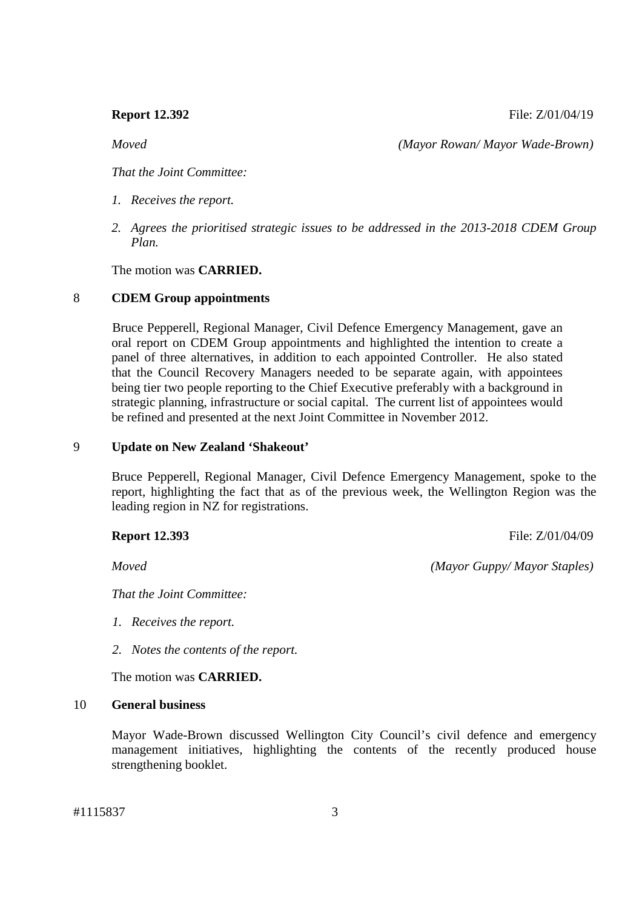**Report 12.392** File: Z/01/04/19

*Moved* *(Mayor Rowan/ Mayor Wade-Brown)*

*That the Joint Committee:*

1. *Receives the report.*
2. *Agrees the prioritised strategic issues to be addressed in the 2013-2018 CDEM Group Plan.*

The motion was **CARRIED.**

## 8 CDEM Group appointments

Bruce Pepperell, Regional Manager, Civil Defence Emergency Management, gave an oral report on CDEM Group appointments and highlighted the intention to create a panel of three alternatives, in addition to each appointed Controller. He also stated that the Council Recovery Managers needed to be separate again, with appointees being tier two people reporting to the Chief Executive preferably with a background in strategic planning, infrastructure or social capital. The current list of appointees would be refined and presented at the next Joint Committee in November 2012.

## 9 Update on New Zealand 'Shakeout'

Bruce Pepperell, Regional Manager, Civil Defence Emergency Management, spoke to the report, highlighting the fact that as of the previous week, the Wellington Region was the leading region in NZ for registrations.

**Report 12.393** File: Z/01/04/09

*Moved* *(Mayor Guppy/ Mayor Staples)*

*That the Joint Committee:*

1. *Receives the report.*
2. *Notes the contents of the report.*

The motion was **CARRIED.**

## 10 General business

Mayor Wade-Brown discussed Wellington City Council's civil defence and emergency management initiatives, highlighting the contents of the recently produced house strengthening booklet.

#1115837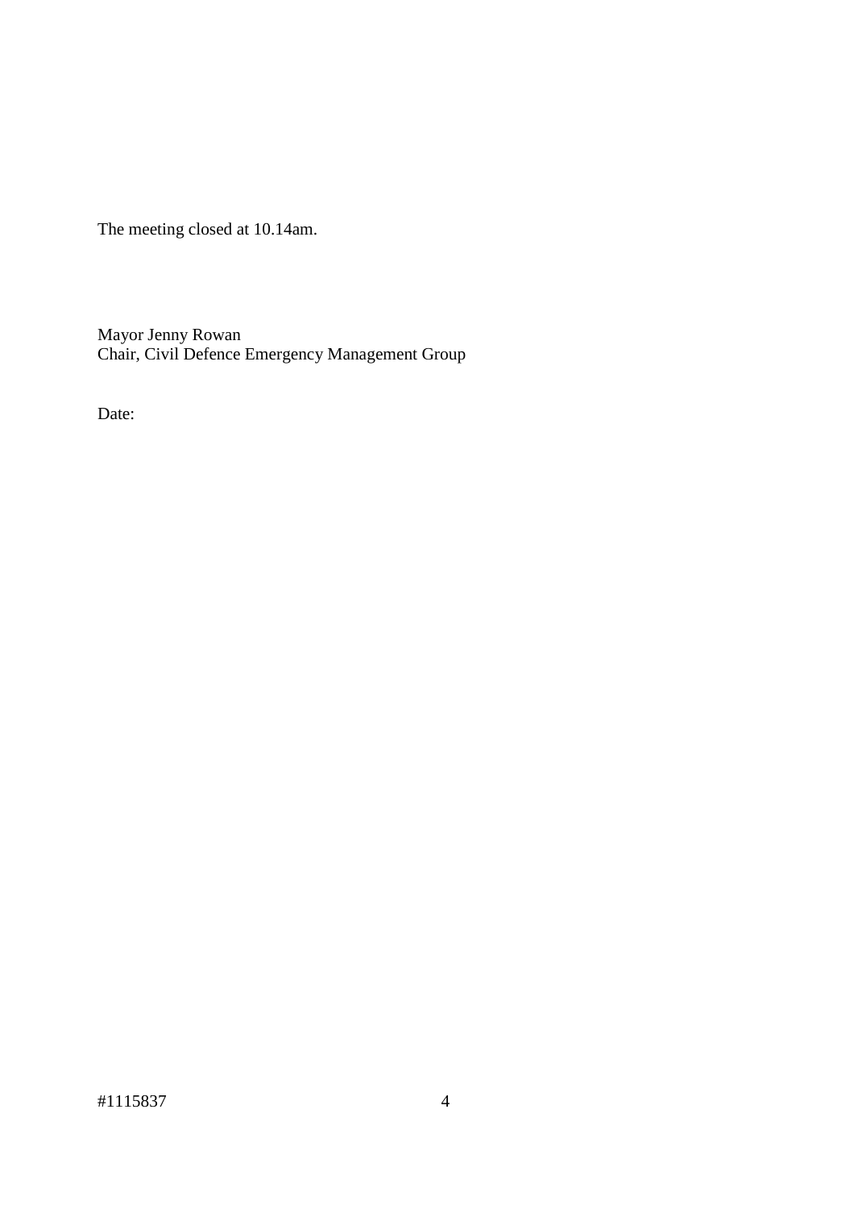The meeting closed at 10.14am.

Mayor Jenny Rowan
Chair, Civil Defence Emergency Management Group

Date:

#1115837